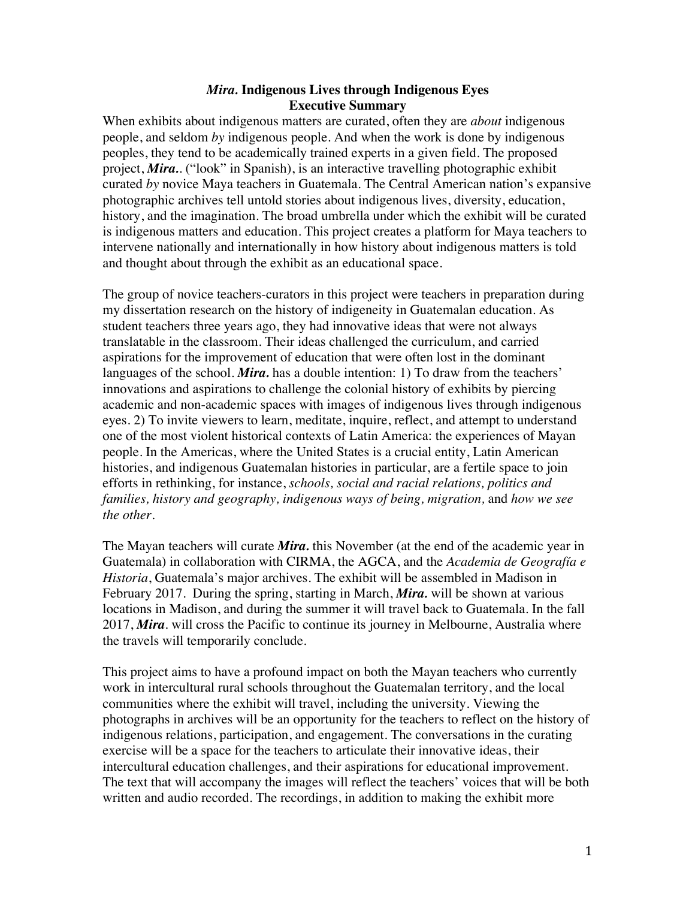# *Mira.* Indigenous Lives through Indigenous Eyes
## Executive Summary

When exhibits about indigenous matters are curated, often they are *about* indigenous people, and seldom *by* indigenous people. And when the work is done by indigenous peoples, they tend to be academically trained experts in a given field. The proposed project, ***Mira.***. ("look" in Spanish), is an interactive travelling photographic exhibit curated *by* novice Maya teachers in Guatemala. The Central American nation's expansive photographic archives tell untold stories about indigenous lives, diversity, education, history, and the imagination. The broad umbrella under which the exhibit will be curated is indigenous matters and education. This project creates a platform for Maya teachers to intervene nationally and internationally in how history about indigenous matters is told and thought about through the exhibit as an educational space.

The group of novice teachers-curators in this project were teachers in preparation during my dissertation research on the history of indigeneity in Guatemalan education. As student teachers three years ago, they had innovative ideas that were not always translatable in the classroom. Their ideas challenged the curriculum, and carried aspirations for the improvement of education that were often lost in the dominant languages of the school. ***Mira.*** has a double intention: 1) To draw from the teachers' innovations and aspirations to challenge the colonial history of exhibits by piercing academic and non-academic spaces with images of indigenous lives through indigenous eyes. 2) To invite viewers to learn, meditate, inquire, reflect, and attempt to understand one of the most violent historical contexts of Latin America: the experiences of Mayan people. In the Americas, where the United States is a crucial entity, Latin American histories, and indigenous Guatemalan histories in particular, are a fertile space to join efforts in rethinking, for instance, *schools, social and racial relations, politics and families, history and geography, indigenous ways of being, migration,* and *how we see the other*.

The Mayan teachers will curate ***Mira.*** this November (at the end of the academic year in Guatemala) in collaboration with CIRMA, the AGCA, and the *Academia de Geografía e Historia*, Guatemala's major archives. The exhibit will be assembled in Madison in February 2017. During the spring, starting in March, ***Mira.*** will be shown at various locations in Madison, and during the summer it will travel back to Guatemala. In the fall 2017, ***Mira***. will cross the Pacific to continue its journey in Melbourne, Australia where the travels will temporarily conclude.

This project aims to have a profound impact on both the Mayan teachers who currently work in intercultural rural schools throughout the Guatemalan territory, and the local communities where the exhibit will travel, including the university. Viewing the photographs in archives will be an opportunity for the teachers to reflect on the history of indigenous relations, participation, and engagement. The conversations in the curating exercise will be a space for the teachers to articulate their innovative ideas, their intercultural education challenges, and their aspirations for educational improvement. The text that will accompany the images will reflect the teachers' voices that will be both written and audio recorded. The recordings, in addition to making the exhibit more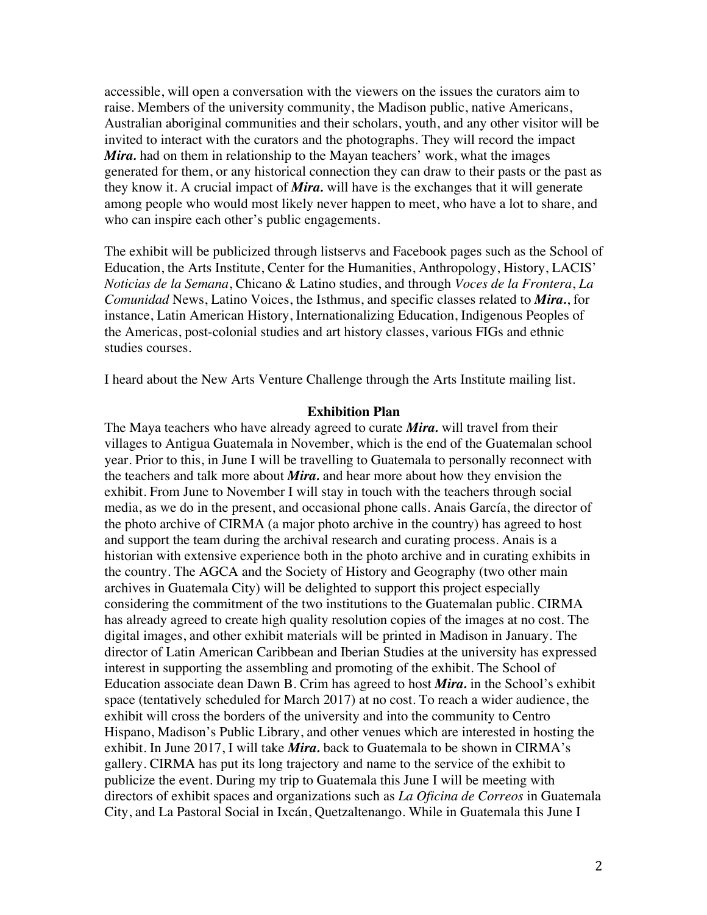accessible, will open a conversation with the viewers on the issues the curators aim to raise. Members of the university community, the Madison public, native Americans, Australian aboriginal communities and their scholars, youth, and any other visitor will be invited to interact with the curators and the photographs. They will record the impact ***Mira.*** had on them in relationship to the Mayan teachers' work, what the images generated for them, or any historical connection they can draw to their pasts or the past as they know it. A crucial impact of ***Mira.*** will have is the exchanges that it will generate among people who would most likely never happen to meet, who have a lot to share, and who can inspire each other's public engagements.

The exhibit will be publicized through listservs and Facebook pages such as the School of Education, the Arts Institute, Center for the Humanities, Anthropology, History, LACIS' *Noticias de la Semana*, Chicano & Latino studies, and through *Voces de la Frontera*, *La Comunidad* News, Latino Voices, the Isthmus, and specific classes related to ***Mira.***, for instance, Latin American History, Internationalizing Education, Indigenous Peoples of the Americas, post-colonial studies and art history classes, various FIGs and ethnic studies courses.

I heard about the New Arts Venture Challenge through the Arts Institute mailing list.

**Exhibition Plan**

The Maya teachers who have already agreed to curate ***Mira.*** will travel from their villages to Antigua Guatemala in November, which is the end of the Guatemalan school year. Prior to this, in June I will be travelling to Guatemala to personally reconnect with the teachers and talk more about ***Mira.*** and hear more about how they envision the exhibit. From June to November I will stay in touch with the teachers through social media, as we do in the present, and occasional phone calls. Anais García, the director of the photo archive of CIRMA (a major photo archive in the country) has agreed to host and support the team during the archival research and curating process. Anais is a historian with extensive experience both in the photo archive and in curating exhibits in the country. The AGCA and the Society of History and Geography (two other main archives in Guatemala City) will be delighted to support this project especially considering the commitment of the two institutions to the Guatemalan public. CIRMA has already agreed to create high quality resolution copies of the images at no cost. The digital images, and other exhibit materials will be printed in Madison in January. The director of Latin American Caribbean and Iberian Studies at the university has expressed interest in supporting the assembling and promoting of the exhibit. The School of Education associate dean Dawn B. Crim has agreed to host ***Mira.*** in the School's exhibit space (tentatively scheduled for March 2017) at no cost. To reach a wider audience, the exhibit will cross the borders of the university and into the community to Centro Hispano, Madison's Public Library, and other venues which are interested in hosting the exhibit. In June 2017, I will take ***Mira.*** back to Guatemala to be shown in CIRMA's gallery. CIRMA has put its long trajectory and name to the service of the exhibit to publicize the event. During my trip to Guatemala this June I will be meeting with directors of exhibit spaces and organizations such as *La Oficina de Correos* in Guatemala City, and La Pastoral Social in Ixcán, Quetzaltenango. While in Guatemala this June I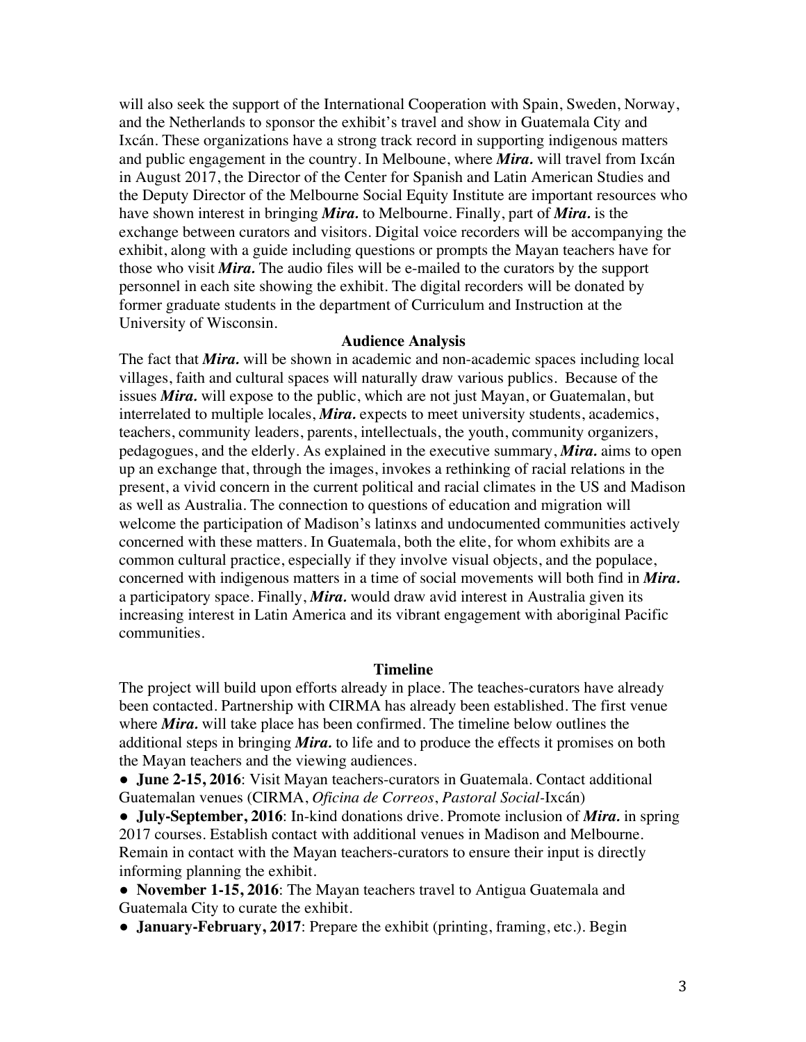will also seek the support of the International Cooperation with Spain, Sweden, Norway, and the Netherlands to sponsor the exhibit's travel and show in Guatemala City and Ixcán. These organizations have a strong track record in supporting indigenous matters and public engagement in the country. In Melboune, where ***Mira.*** will travel from Ixcán in August 2017, the Director of the Center for Spanish and Latin American Studies and the Deputy Director of the Melbourne Social Equity Institute are important resources who have shown interest in bringing ***Mira.*** to Melbourne. Finally, part of ***Mira.*** is the exchange between curators and visitors. Digital voice recorders will be accompanying the exhibit, along with a guide including questions or prompts the Mayan teachers have for those who visit ***Mira.*** The audio files will be e-mailed to the curators by the support personnel in each site showing the exhibit. The digital recorders will be donated by former graduate students in the department of Curriculum and Instruction at the University of Wisconsin.

## Audience Analysis

The fact that ***Mira.*** will be shown in academic and non-academic spaces including local villages, faith and cultural spaces will naturally draw various publics. Because of the issues ***Mira.*** will expose to the public, which are not just Mayan, or Guatemalan, but interrelated to multiple locales, ***Mira.*** expects to meet university students, academics, teachers, community leaders, parents, intellectuals, the youth, community organizers, pedagogues, and the elderly. As explained in the executive summary, ***Mira.*** aims to open up an exchange that, through the images, invokes a rethinking of racial relations in the present, a vivid concern in the current political and racial climates in the US and Madison as well as Australia. The connection to questions of education and migration will welcome the participation of Madison's latinxs and undocumented communities actively concerned with these matters. In Guatemala, both the elite, for whom exhibits are a common cultural practice, especially if they involve visual objects, and the populace, concerned with indigenous matters in a time of social movements will both find in ***Mira.*** a participatory space. Finally, ***Mira.*** would draw avid interest in Australia given its increasing interest in Latin America and its vibrant engagement with aboriginal Pacific communities.

## Timeline

The project will build upon efforts already in place. The teaches-curators have already been contacted. Partnership with CIRMA has already been established. The first venue where ***Mira.*** will take place has been confirmed. The timeline below outlines the additional steps in bringing ***Mira.*** to life and to produce the effects it promises on both the Mayan teachers and the viewing audiences.

- **June 2-15, 2016**: Visit Mayan teachers-curators in Guatemala. Contact additional Guatemalan venues (CIRMA, *Oficina de Correos*, *Pastoral Social*-Ixcán)
- **July-September, 2016**: In-kind donations drive. Promote inclusion of ***Mira.*** in spring 2017 courses. Establish contact with additional venues in Madison and Melbourne. Remain in contact with the Mayan teachers-curators to ensure their input is directly informing planning the exhibit.
- **November 1-15, 2016**: The Mayan teachers travel to Antigua Guatemala and Guatemala City to curate the exhibit.
- **January-February, 2017**: Prepare the exhibit (printing, framing, etc.). Begin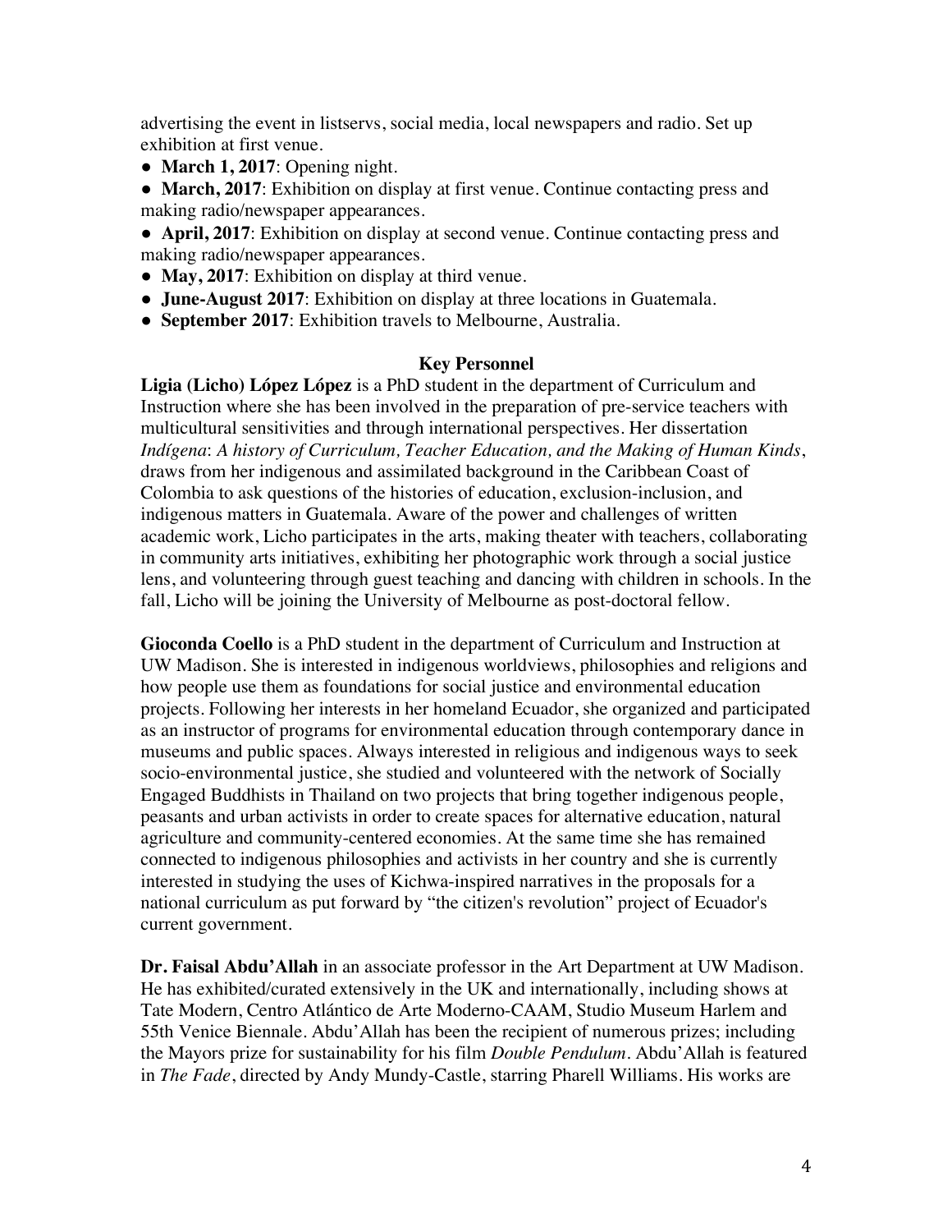advertising the event in listservs, social media, local newspapers and radio. Set up exhibition at first venue.

- **March 1, 2017**: Opening night.
- **March, 2017**: Exhibition on display at first venue. Continue contacting press and making radio/newspaper appearances.
- **April, 2017**: Exhibition on display at second venue. Continue contacting press and making radio/newspaper appearances.
- **May, 2017**: Exhibition on display at third venue.
- **June-August 2017**: Exhibition on display at three locations in Guatemala.
- **September 2017**: Exhibition travels to Melbourne, Australia.

## Key Personnel

**Ligia (Licho) López López** is a PhD student in the department of Curriculum and Instruction where she has been involved in the preparation of pre-service teachers with multicultural sensitivities and through international perspectives. Her dissertation *Indígena*: *A history of Curriculum, Teacher Education, and the Making of Human Kinds*, draws from her indigenous and assimilated background in the Caribbean Coast of Colombia to ask questions of the histories of education, exclusion-inclusion, and indigenous matters in Guatemala. Aware of the power and challenges of written academic work, Licho participates in the arts, making theater with teachers, collaborating in community arts initiatives, exhibiting her photographic work through a social justice lens, and volunteering through guest teaching and dancing with children in schools. In the fall, Licho will be joining the University of Melbourne as post-doctoral fellow.

**Gioconda Coello** is a PhD student in the department of Curriculum and Instruction at UW Madison. She is interested in indigenous worldviews, philosophies and religions and how people use them as foundations for social justice and environmental education projects. Following her interests in her homeland Ecuador, she organized and participated as an instructor of programs for environmental education through contemporary dance in museums and public spaces. Always interested in religious and indigenous ways to seek socio-environmental justice, she studied and volunteered with the network of Socially Engaged Buddhists in Thailand on two projects that bring together indigenous people, peasants and urban activists in order to create spaces for alternative education, natural agriculture and community-centered economies. At the same time she has remained connected to indigenous philosophies and activists in her country and she is currently interested in studying the uses of Kichwa-inspired narratives in the proposals for a national curriculum as put forward by "the citizen's revolution" project of Ecuador's current government.

**Dr. Faisal Abdu'Allah** in an associate professor in the Art Department at UW Madison. He has exhibited/curated extensively in the UK and internationally, including shows at Tate Modern, Centro Atlántico de Arte Moderno-CAAM, Studio Museum Harlem and 55th Venice Biennale. Abdu'Allah has been the recipient of numerous prizes; including the Mayors prize for sustainability for his film *Double Pendulum*. Abdu'Allah is featured in *The Fade*, directed by Andy Mundy-Castle, starring Pharell Williams. His works are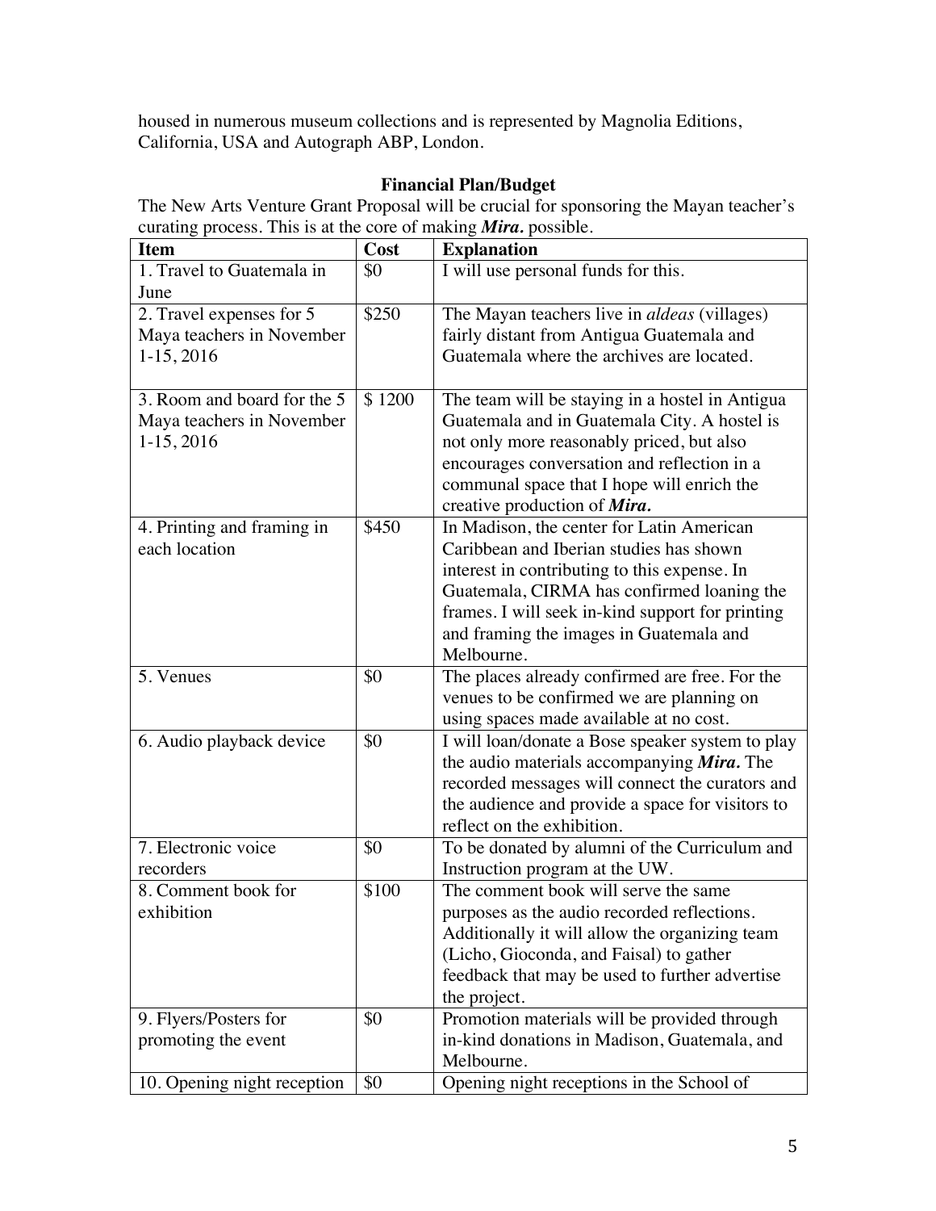housed in numerous museum collections and is represented by Magnolia Editions, California, USA and Autograph ABP, London.

## Financial Plan/Budget

The New Arts Venture Grant Proposal will be crucial for sponsoring the Mayan teacher's curating process. This is at the core of making ***Mira.*** possible.

| Item | Cost | Explanation |
| --- | --- | --- |
| 1. Travel to Guatemala in June | \$0 | I will use personal funds for this. |
| 2. Travel expenses for 5 Maya teachers in November 1-15, 2016 | \$250 | The Mayan teachers live in *aldeas* (villages) fairly distant from Antigua Guatemala and Guatemala where the archives are located. |
| 3. Room and board for the 5 Maya teachers in November 1-15, 2016 | \$ 1200 | The team will be staying in a hostel in Antigua Guatemala and in Guatemala City. A hostel is not only more reasonably priced, but also encourages conversation and reflection in a communal space that I hope will enrich the creative production of ***Mira.*** |
| 4. Printing and framing in each location | \$450 | In Madison, the center for Latin American Caribbean and Iberian studies has shown interest in contributing to this expense. In Guatemala, CIRMA has confirmed loaning the frames. I will seek in-kind support for printing and framing the images in Guatemala and Melbourne. |
| 5. Venues | \$0 | The places already confirmed are free. For the venues to be confirmed we are planning on using spaces made available at no cost. |
| 6. Audio playback device | \$0 | I will loan/donate a Bose speaker system to play the audio materials accompanying ***Mira.*** The recorded messages will connect the curators and the audience and provide a space for visitors to reflect on the exhibition. |
| 7. Electronic voice recorders | \$0 | To be donated by alumni of the Curriculum and Instruction program at the UW. |
| 8. Comment book for exhibition | \$100 | The comment book will serve the same purposes as the audio recorded reflections. Additionally it will allow the organizing team (Licho, Gioconda, and Faisal) to gather feedback that may be used to further advertise the project. |
| 9. Flyers/Posters for promoting the event | \$0 | Promotion materials will be provided through in-kind donations in Madison, Guatemala, and Melbourne. |
| 10. Opening night reception | \$0 | Opening night receptions in the School of |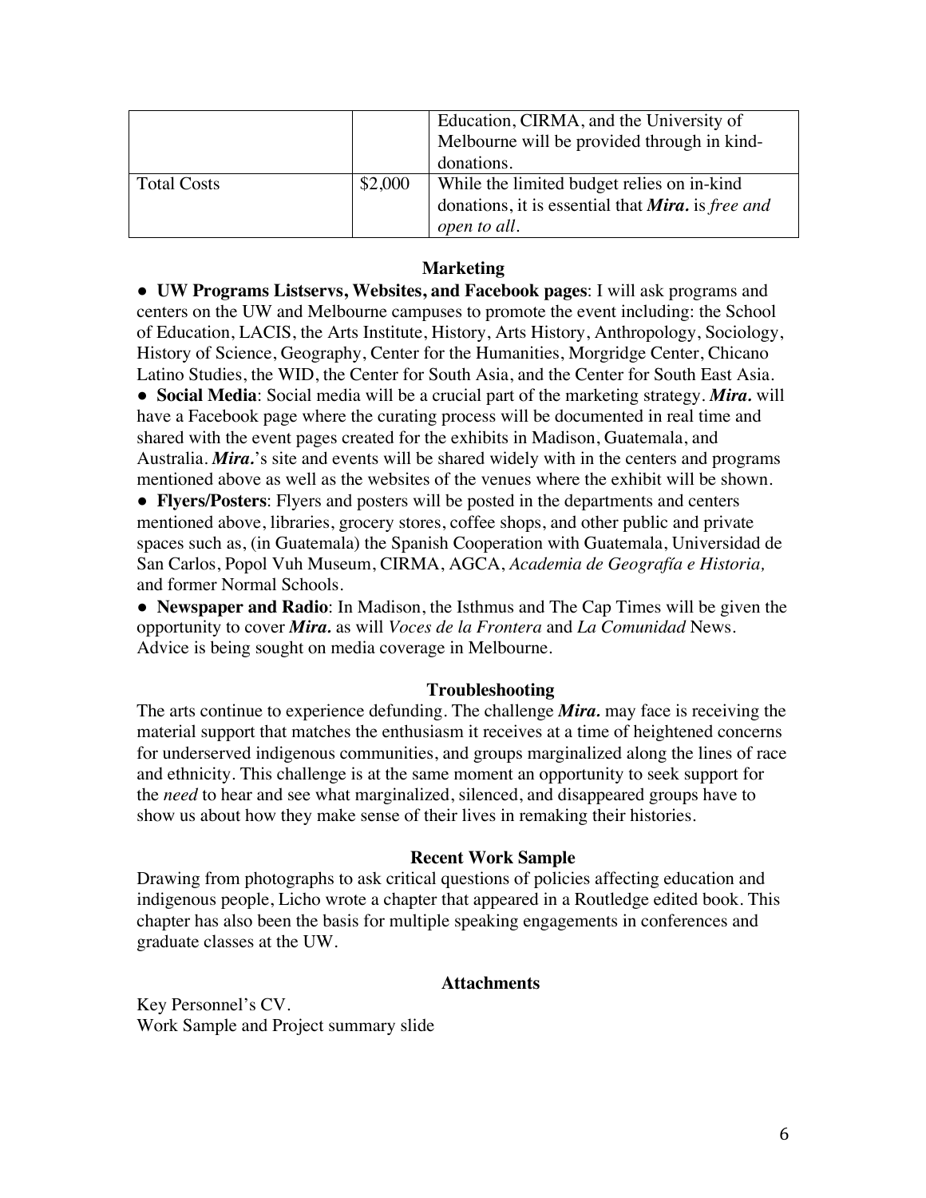| | | |
|---|---|---|
| | | Education, CIRMA, and the University of Melbourne will be provided through in kind-donations. |
| Total Costs | $2,000 | While the limited budget relies on in-kind donations, it is essential that ***Mira.*** is *free and open to all*. |

## Marketing

- **UW Programs Listservs, Websites, and Facebook pages**: I will ask programs and centers on the UW and Melbourne campuses to promote the event including: the School of Education, LACIS, the Arts Institute, History, Arts History, Anthropology, Sociology, History of Science, Geography, Center for the Humanities, Morgridge Center, Chicano Latino Studies, the WID, the Center for South Asia, and the Center for South East Asia.
- **Social Media**: Social media will be a crucial part of the marketing strategy. ***Mira.*** will have a Facebook page where the curating process will be documented in real time and shared with the event pages created for the exhibits in Madison, Guatemala, and Australia. ***Mira.***'s site and events will be shared widely with in the centers and programs mentioned above as well as the websites of the venues where the exhibit will be shown.
- **Flyers/Posters**: Flyers and posters will be posted in the departments and centers mentioned above, libraries, grocery stores, coffee shops, and other public and private spaces such as, (in Guatemala) the Spanish Cooperation with Guatemala, Universidad de San Carlos, Popol Vuh Museum, CIRMA, AGCA, *Academia de Geografía e Historia,* and former Normal Schools.
- **Newspaper and Radio**: In Madison, the Isthmus and The Cap Times will be given the opportunity to cover ***Mira.*** as will *Voces de la Frontera* and *La Comunidad* News. Advice is being sought on media coverage in Melbourne.

## Troubleshooting

The arts continue to experience defunding. The challenge ***Mira.*** may face is receiving the material support that matches the enthusiasm it receives at a time of heightened concerns for underserved indigenous communities, and groups marginalized along the lines of race and ethnicity. This challenge is at the same moment an opportunity to seek support for the *need* to hear and see what marginalized, silenced, and disappeared groups have to show us about how they make sense of their lives in remaking their histories.

## Recent Work Sample

Drawing from photographs to ask critical questions of policies affecting education and indigenous people, Licho wrote a chapter that appeared in a Routledge edited book. This chapter has also been the basis for multiple speaking engagements in conferences and graduate classes at the UW.

## Attachments

Key Personnel's CV.
Work Sample and Project summary slide